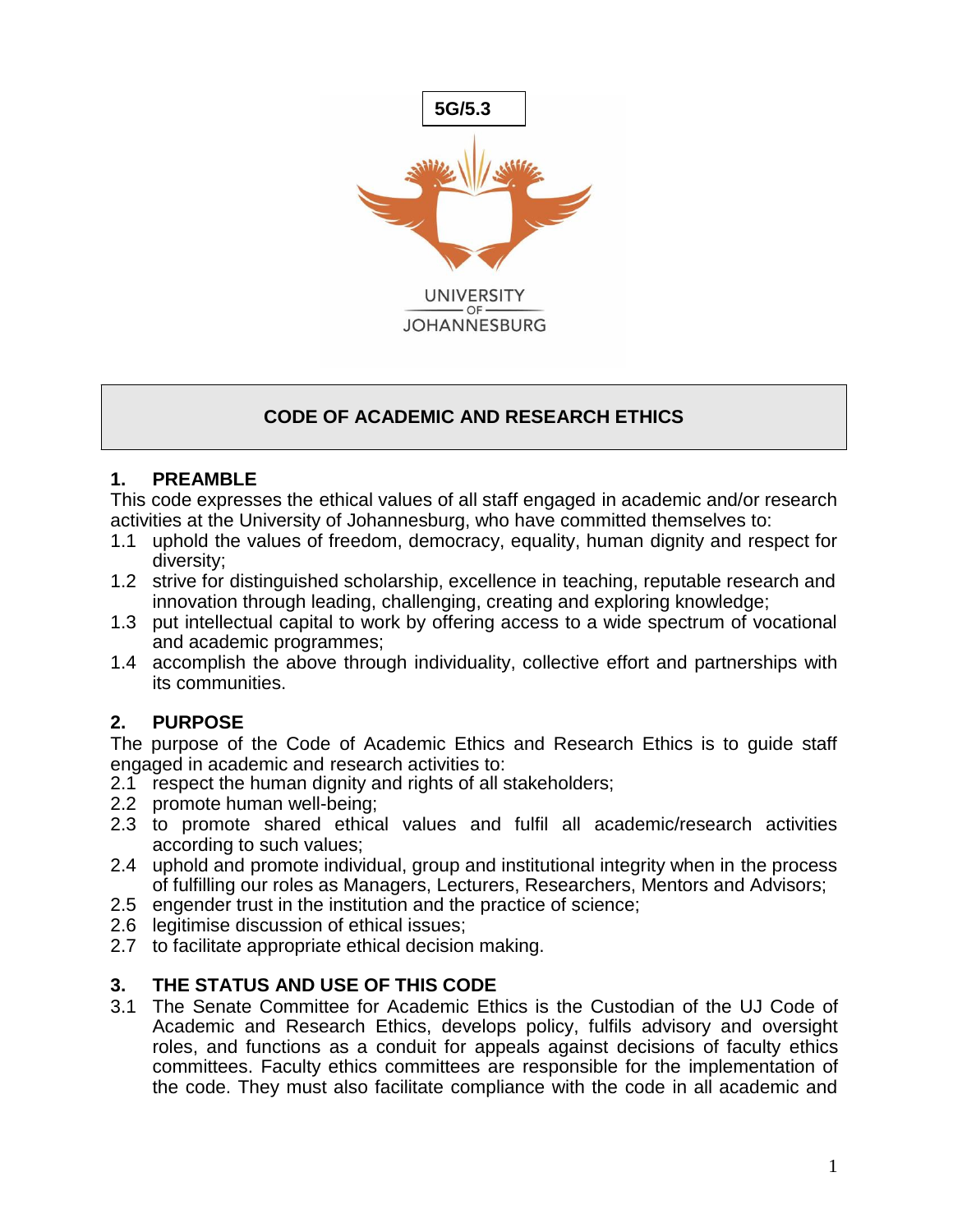5G/5.3

UNIVERSITY OF JOHANNESBURG

# CODE OF ACADEMIC AND RESEARCH ETHICS

## 1. PREAMBLE

This code expresses the ethical values of all staff engaged in academic and/or research activities at the University of Johannesburg, who have committed themselves to:

1.1 uphold the values of freedom, democracy, equality, human dignity and respect for diversity;

1.2 strive for distinguished scholarship, excellence in teaching, reputable research and innovation through leading, challenging, creating and exploring knowledge;

1.3 put intellectual capital to work by offering access to a wide spectrum of vocational and academic programmes;

1.4 accomplish the above through individuality, collective effort and partnerships with its communities.

## 2. PURPOSE

The purpose of the Code of Academic Ethics and Research Ethics is to guide staff engaged in academic and research activities to:

2.1 respect the human dignity and rights of all stakeholders;

2.2 promote human well-being;

2.3 to promote shared ethical values and fulfil all academic/research activities according to such values;

2.4 uphold and promote individual, group and institutional integrity when in the process of fulfilling our roles as Managers, Lecturers, Researchers, Mentors and Advisors;

2.5 engender trust in the institution and the practice of science;

2.6 legitimise discussion of ethical issues;

2.7 to facilitate appropriate ethical decision making.

## 3. THE STATUS AND USE OF THIS CODE

3.1 The Senate Committee for Academic Ethics is the Custodian of the UJ Code of Academic and Research Ethics, develops policy, fulfils advisory and oversight roles, and functions as a conduit for appeals against decisions of faculty ethics committees. Faculty ethics committees are responsible for the implementation of the code. They must also facilitate compliance with the code in all academic and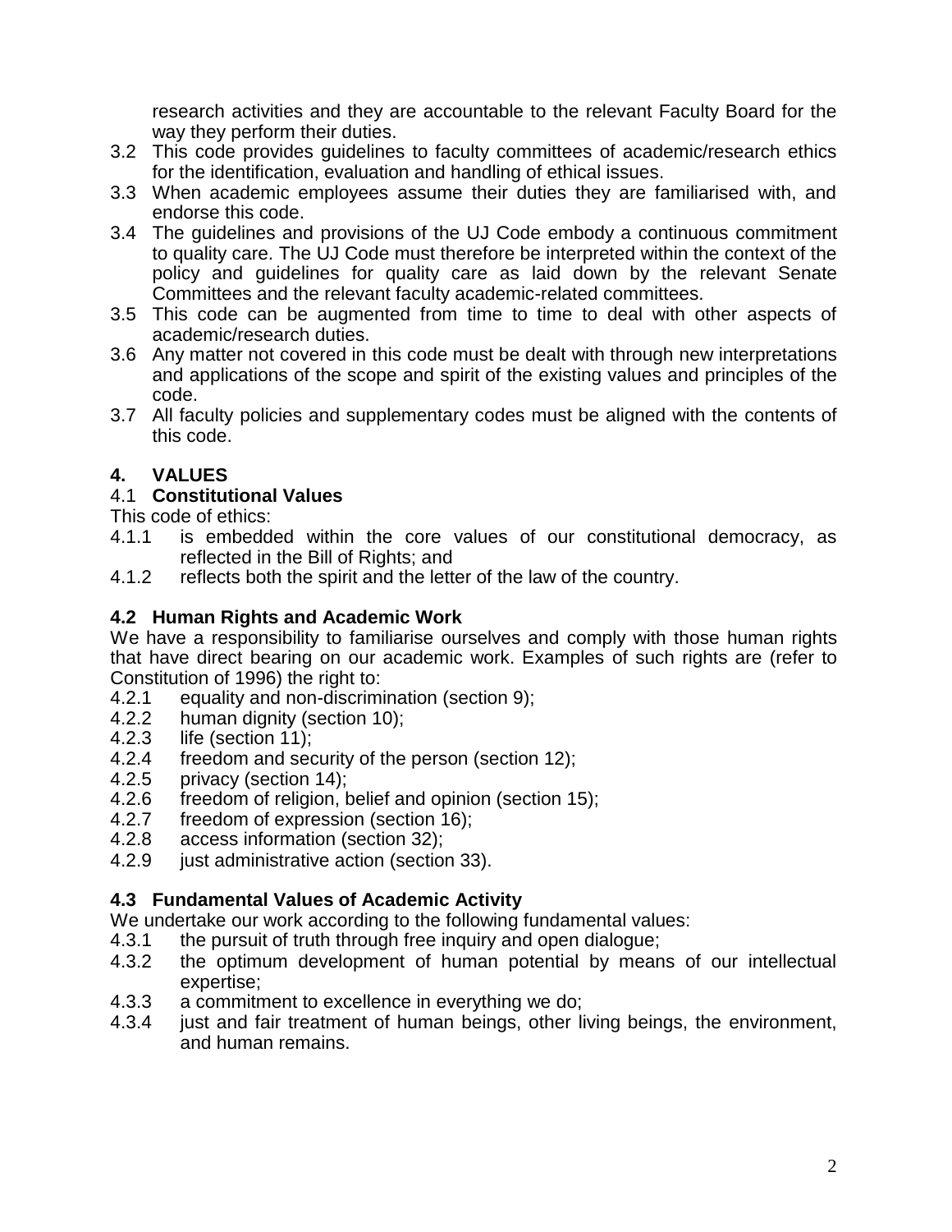research activities and they are accountable to the relevant Faculty Board for the way they perform their duties.

3.2 This code provides guidelines to faculty committees of academic/research ethics for the identification, evaluation and handling of ethical issues.

3.3 When academic employees assume their duties they are familiarised with, and endorse this code.

3.4 The guidelines and provisions of the UJ Code embody a continuous commitment to quality care. The UJ Code must therefore be interpreted within the context of the policy and guidelines for quality care as laid down by the relevant Senate Committees and the relevant faculty academic-related committees.

3.5 This code can be augmented from time to time to deal with other aspects of academic/research duties.

3.6 Any matter not covered in this code must be dealt with through new interpretations and applications of the scope and spirit of the existing values and principles of the code.

3.7 All faculty policies and supplementary codes must be aligned with the contents of this code.

## 4. VALUES

### 4.1 Constitutional Values

This code of ethics:

4.1.1 is embedded within the core values of our constitutional democracy, as reflected in the Bill of Rights; and

4.1.2 reflects both the spirit and the letter of the law of the country.

### 4.2 Human Rights and Academic Work

We have a responsibility to familiarise ourselves and comply with those human rights that have direct bearing on our academic work. Examples of such rights are (refer to Constitution of 1996) the right to:

4.2.1 equality and non-discrimination (section 9);
4.2.2 human dignity (section 10);
4.2.3 life (section 11);
4.2.4 freedom and security of the person (section 12);
4.2.5 privacy (section 14);
4.2.6 freedom of religion, belief and opinion (section 15);
4.2.7 freedom of expression (section 16);
4.2.8 access information (section 32);
4.2.9 just administrative action (section 33).

### 4.3 Fundamental Values of Academic Activity

We undertake our work according to the following fundamental values:

4.3.1 the pursuit of truth through free inquiry and open dialogue;

4.3.2 the optimum development of human potential by means of our intellectual expertise;

4.3.3 a commitment to excellence in everything we do;

4.3.4 just and fair treatment of human beings, other living beings, the environment, and human remains.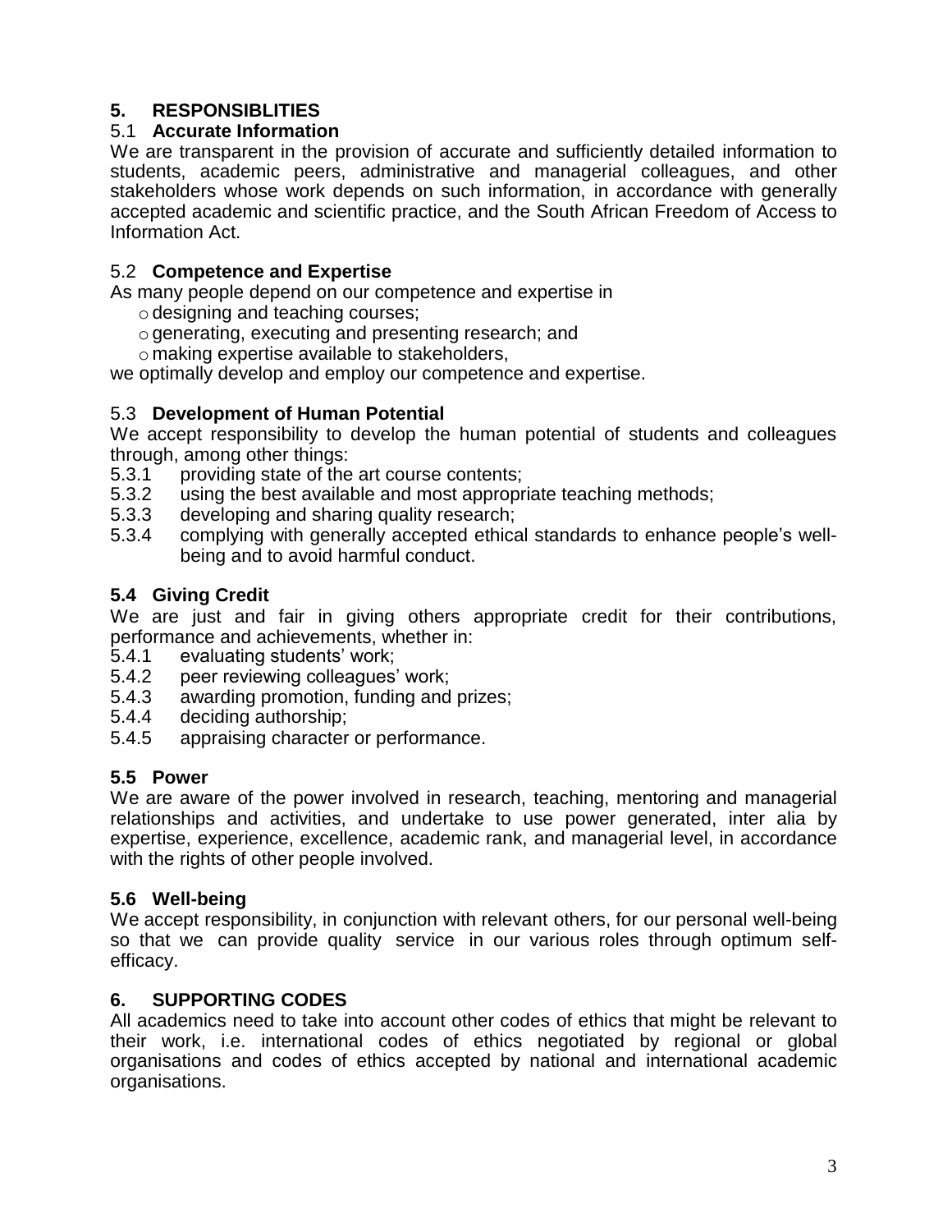## 5. RESPONSIBLITIES

### 5.1 Accurate Information

We are transparent in the provision of accurate and sufficiently detailed information to students, academic peers, administrative and managerial colleagues, and other stakeholders whose work depends on such information, in accordance with generally accepted academic and scientific practice, and the South African Freedom of Access to Information Act.

### 5.2 Competence and Expertise

As many people depend on our competence and expertise in

- designing and teaching courses;
- generating, executing and presenting research; and
- making expertise available to stakeholders,

we optimally develop and employ our competence and expertise.

### 5.3 Development of Human Potential

We accept responsibility to develop the human potential of students and colleagues through, among other things:

5.3.1 providing state of the art course contents;
5.3.2 using the best available and most appropriate teaching methods;
5.3.3 developing and sharing quality research;
5.3.4 complying with generally accepted ethical standards to enhance people's well-being and to avoid harmful conduct.

### 5.4 Giving Credit

We are just and fair in giving others appropriate credit for their contributions, performance and achievements, whether in:

5.4.1 evaluating students' work;
5.4.2 peer reviewing colleagues' work;
5.4.3 awarding promotion, funding and prizes;
5.4.4 deciding authorship;
5.4.5 appraising character or performance.

### 5.5 Power

We are aware of the power involved in research, teaching, mentoring and managerial relationships and activities, and undertake to use power generated, inter alia by expertise, experience, excellence, academic rank, and managerial level, in accordance with the rights of other people involved.

### 5.6 Well-being

We accept responsibility, in conjunction with relevant others, for our personal well-being so that we can provide quality service in our various roles through optimum self-efficacy.

## 6. SUPPORTING CODES

All academics need to take into account other codes of ethics that might be relevant to their work, i.e. international codes of ethics negotiated by regional or global organisations and codes of ethics accepted by national and international academic organisations.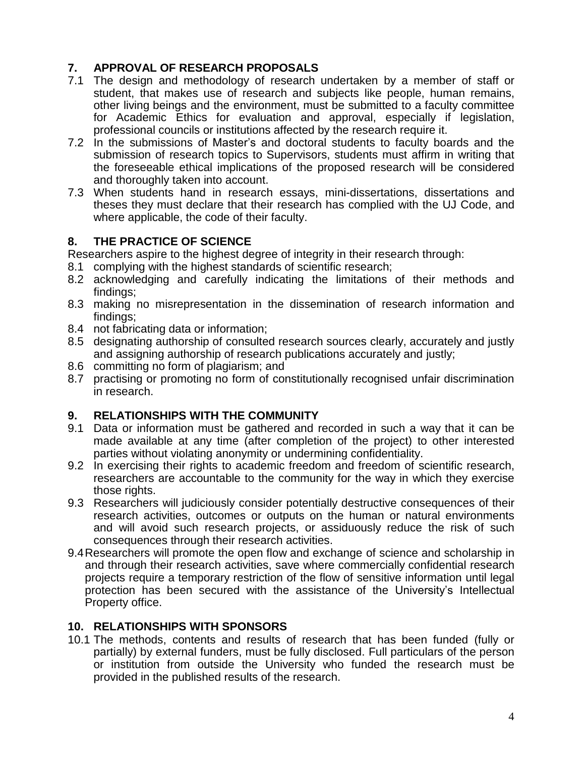## 7. APPROVAL OF RESEARCH PROPOSALS

7.1 The design and methodology of research undertaken by a member of staff or student, that makes use of research and subjects like people, human remains, other living beings and the environment, must be submitted to a faculty committee for Academic Ethics for evaluation and approval, especially if legislation, professional councils or institutions affected by the research require it.

7.2 In the submissions of Master's and doctoral students to faculty boards and the submission of research topics to Supervisors, students must affirm in writing that the foreseeable ethical implications of the proposed research will be considered and thoroughly taken into account.

7.3 When students hand in research essays, mini-dissertations, dissertations and theses they must declare that their research has complied with the UJ Code, and where applicable, the code of their faculty.

## 8. THE PRACTICE OF SCIENCE

Researchers aspire to the highest degree of integrity in their research through:

8.1 complying with the highest standards of scientific research;

8.2 acknowledging and carefully indicating the limitations of their methods and findings;

8.3 making no misrepresentation in the dissemination of research information and findings;

8.4 not fabricating data or information;

8.5 designating authorship of consulted research sources clearly, accurately and justly and assigning authorship of research publications accurately and justly;

8.6 committing no form of plagiarism; and

8.7 practising or promoting no form of constitutionally recognised unfair discrimination in research.

## 9. RELATIONSHIPS WITH THE COMMUNITY

9.1 Data or information must be gathered and recorded in such a way that it can be made available at any time (after completion of the project) to other interested parties without violating anonymity or undermining confidentiality.

9.2 In exercising their rights to academic freedom and freedom of scientific research, researchers are accountable to the community for the way in which they exercise those rights.

9.3 Researchers will judiciously consider potentially destructive consequences of their research activities, outcomes or outputs on the human or natural environments and will avoid such research projects, or assiduously reduce the risk of such consequences through their research activities.

9.4 Researchers will promote the open flow and exchange of science and scholarship in and through their research activities, save where commercially confidential research projects require a temporary restriction of the flow of sensitive information until legal protection has been secured with the assistance of the University's Intellectual Property office.

## 10. RELATIONSHIPS WITH SPONSORS

10.1 The methods, contents and results of research that has been funded (fully or partially) by external funders, must be fully disclosed. Full particulars of the person or institution from outside the University who funded the research must be provided in the published results of the research.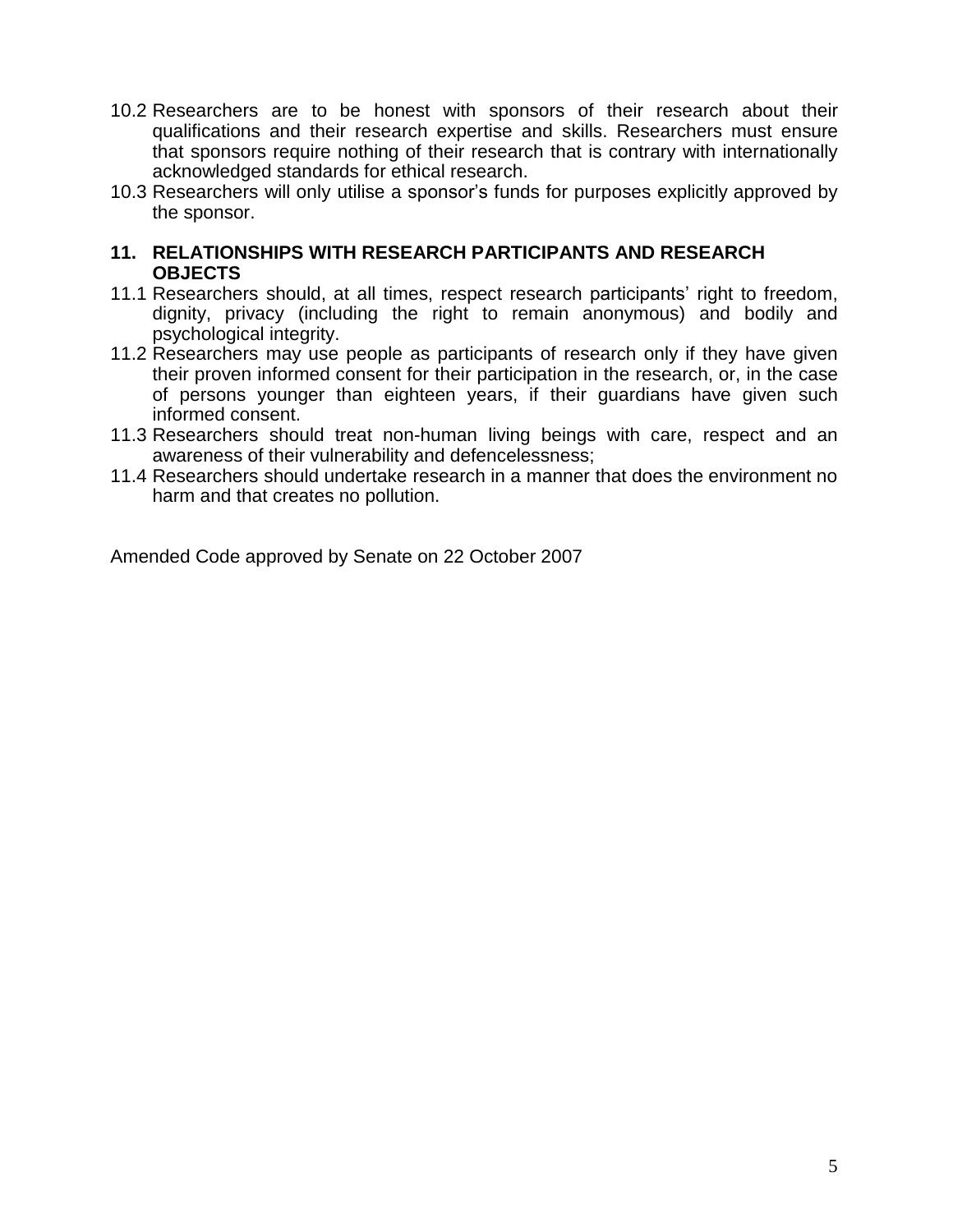10.2 Researchers are to be honest with sponsors of their research about their qualifications and their research expertise and skills. Researchers must ensure that sponsors require nothing of their research that is contrary with internationally acknowledged standards for ethical research.

10.3 Researchers will only utilise a sponsor's funds for purposes explicitly approved by the sponsor.

## 11. RELATIONSHIPS WITH RESEARCH PARTICIPANTS AND RESEARCH OBJECTS

11.1 Researchers should, at all times, respect research participants' right to freedom, dignity, privacy (including the right to remain anonymous) and bodily and psychological integrity.

11.2 Researchers may use people as participants of research only if they have given their proven informed consent for their participation in the research, or, in the case of persons younger than eighteen years, if their guardians have given such informed consent.

11.3 Researchers should treat non-human living beings with care, respect and an awareness of their vulnerability and defencelessness;

11.4 Researchers should undertake research in a manner that does the environment no harm and that creates no pollution.

Amended Code approved by Senate on 22 October 2007